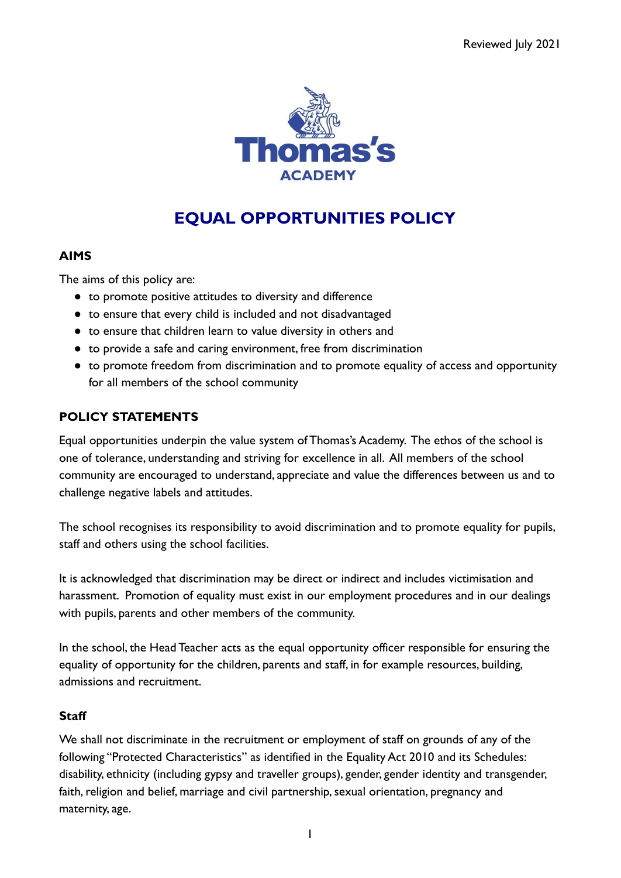Reviewed July 2021

Thomas's ACADEMY

# EQUAL OPPORTUNITIES POLICY

## AIMS

The aims of this policy are:

- to promote positive attitudes to diversity and difference
- to ensure that every child is included and not disadvantaged
- to ensure that children learn to value diversity in others and
- to provide a safe and caring environment, free from discrimination
- to promote freedom from discrimination and to promote equality of access and opportunity for all members of the school community

## POLICY STATEMENTS

Equal opportunities underpin the value system of Thomas's Academy. The ethos of the school is one of tolerance, understanding and striving for excellence in all. All members of the school community are encouraged to understand, appreciate and value the differences between us and to challenge negative labels and attitudes.

The school recognises its responsibility to avoid discrimination and to promote equality for pupils, staff and others using the school facilities.

It is acknowledged that discrimination may be direct or indirect and includes victimisation and harassment. Promotion of equality must exist in our employment procedures and in our dealings with pupils, parents and other members of the community.

In the school, the Head Teacher acts as the equal opportunity officer responsible for ensuring the equality of opportunity for the children, parents and staff, in for example resources, building, admissions and recruitment.

### Staff

We shall not discriminate in the recruitment or employment of staff on grounds of any of the following "Protected Characteristics" as identified in the Equality Act 2010 and its Schedules: disability, ethnicity (including gypsy and traveller groups), gender, gender identity and transgender, faith, religion and belief, marriage and civil partnership, sexual orientation, pregnancy and maternity, age.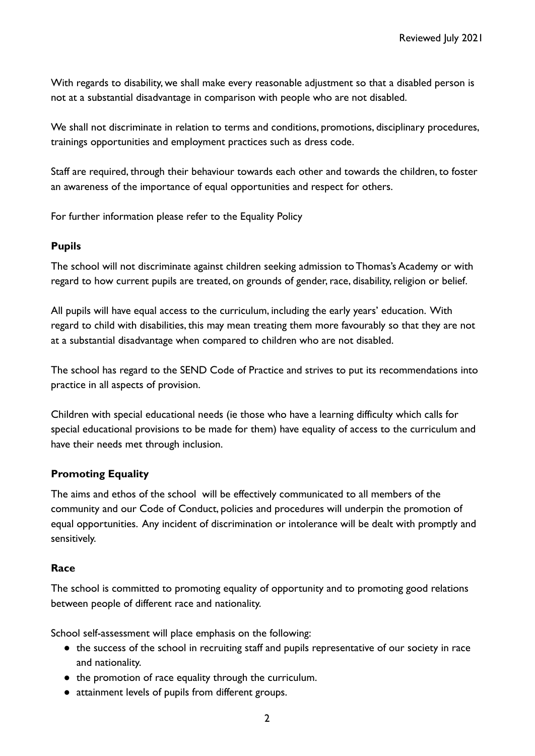With regards to disability, we shall make every reasonable adjustment so that a disabled person is not at a substantial disadvantage in comparison with people who are not disabled.

We shall not discriminate in relation to terms and conditions, promotions, disciplinary procedures, trainings opportunities and employment practices such as dress code.

Staff are required, through their behaviour towards each other and towards the children, to foster an awareness of the importance of equal opportunities and respect for others.

For further information please refer to the Equality Policy

### Pupils

The school will not discriminate against children seeking admission to Thomas's Academy or with regard to how current pupils are treated, on grounds of gender, race, disability, religion or belief.

All pupils will have equal access to the curriculum, including the early years' education. With regard to child with disabilities, this may mean treating them more favourably so that they are not at a substantial disadvantage when compared to children who are not disabled.

The school has regard to the SEND Code of Practice and strives to put its recommendations into practice in all aspects of provision.

Children with special educational needs (ie those who have a learning difficulty which calls for special educational provisions to be made for them) have equality of access to the curriculum and have their needs met through inclusion.

### Promoting Equality

The aims and ethos of the school will be effectively communicated to all members of the community and our Code of Conduct, policies and procedures will underpin the promotion of equal opportunities. Any incident of discrimination or intolerance will be dealt with promptly and sensitively.

### Race

The school is committed to promoting equality of opportunity and to promoting good relations between people of different race and nationality.

School self-assessment will place emphasis on the following:

- the success of the school in recruiting staff and pupils representative of our society in race and nationality.
- the promotion of race equality through the curriculum.
- attainment levels of pupils from different groups.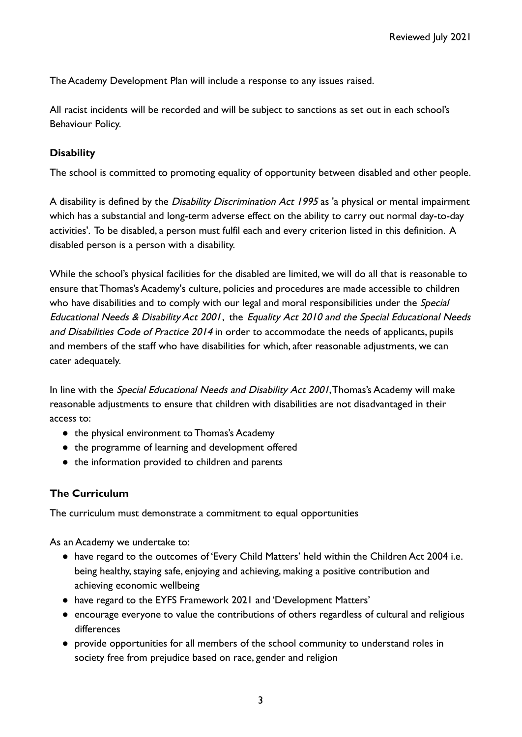The Academy Development Plan will include a response to any issues raised.

All racist incidents will be recorded and will be subject to sanctions as set out in each school's Behaviour Policy.

**Disability**

The school is committed to promoting equality of opportunity between disabled and other people.

A disability is defined by the *Disability Discrimination Act 1995* as 'a physical or mental impairment which has a substantial and long-term adverse effect on the ability to carry out normal day-to-day activities'. To be disabled, a person must fulfil each and every criterion listed in this definition. A disabled person is a person with a disability.

While the school's physical facilities for the disabled are limited, we will do all that is reasonable to ensure that Thomas's Academy's culture, policies and procedures are made accessible to children who have disabilities and to comply with our legal and moral responsibilities under the *Special Educational Needs & Disability Act 2001*, the *Equality Act 2010 and the Special Educational Needs and Disabilities Code of Practice 2014* in order to accommodate the needs of applicants, pupils and members of the staff who have disabilities for which, after reasonable adjustments, we can cater adequately.

In line with the *Special Educational Needs and Disability Act 2001*, Thomas's Academy will make reasonable adjustments to ensure that children with disabilities are not disadvantaged in their access to:

- the physical environment to Thomas's Academy
- the programme of learning and development offered
- the information provided to children and parents

**The Curriculum**

The curriculum must demonstrate a commitment to equal opportunities

As an Academy we undertake to:

- have regard to the outcomes of 'Every Child Matters' held within the Children Act 2004 i.e. being healthy, staying safe, enjoying and achieving, making a positive contribution and achieving economic wellbeing
- have regard to the EYFS Framework 2021 and 'Development Matters'
- encourage everyone to value the contributions of others regardless of cultural and religious differences
- provide opportunities for all members of the school community to understand roles in society free from prejudice based on race, gender and religion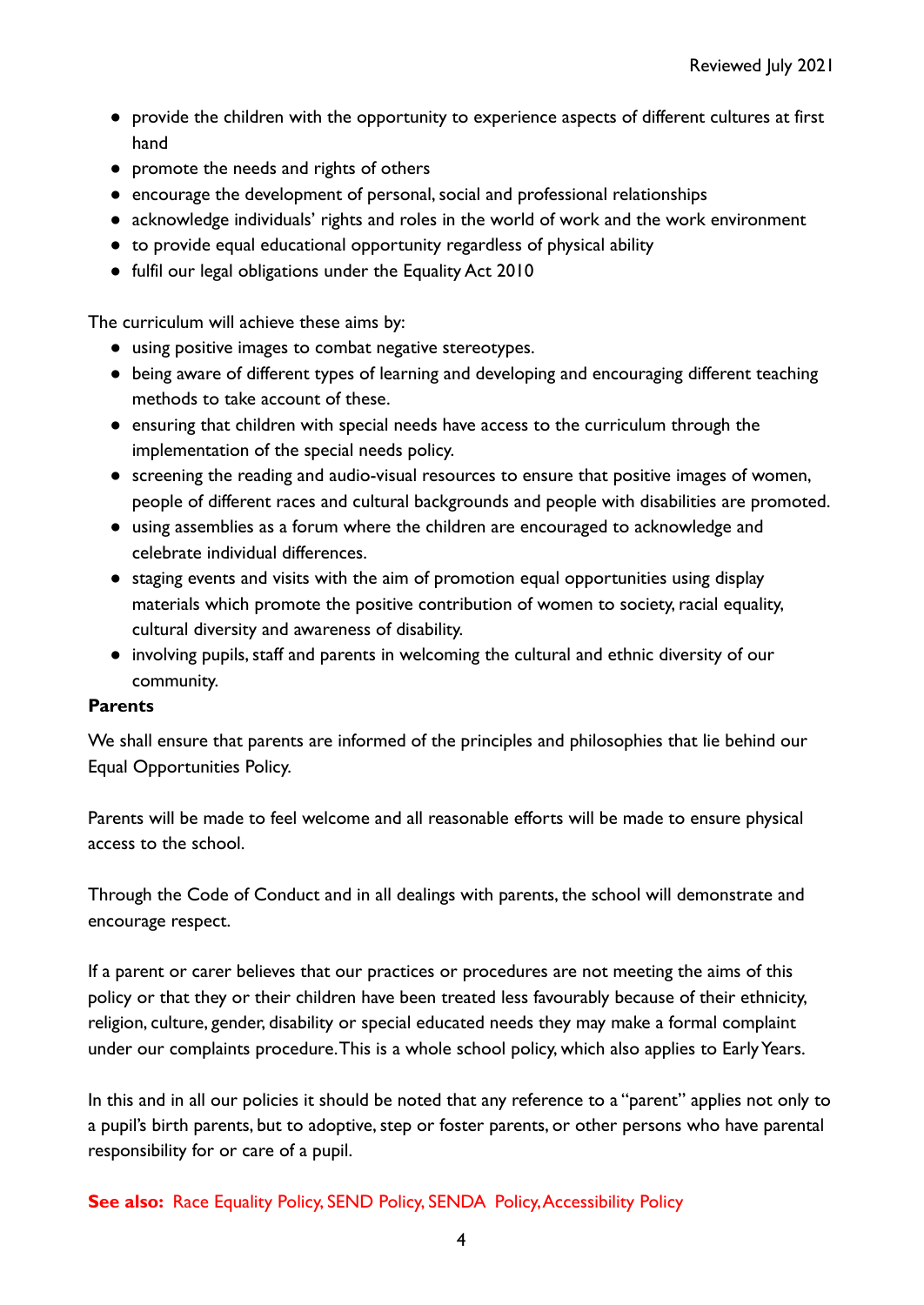- provide the children with the opportunity to experience aspects of different cultures at first hand
- promote the needs and rights of others
- encourage the development of personal, social and professional relationships
- acknowledge individuals' rights and roles in the world of work and the work environment
- to provide equal educational opportunity regardless of physical ability
- fulfil our legal obligations under the Equality Act 2010

The curriculum will achieve these aims by:

- using positive images to combat negative stereotypes.
- being aware of different types of learning and developing and encouraging different teaching methods to take account of these.
- ensuring that children with special needs have access to the curriculum through the implementation of the special needs policy.
- screening the reading and audio-visual resources to ensure that positive images of women, people of different races and cultural backgrounds and people with disabilities are promoted.
- using assemblies as a forum where the children are encouraged to acknowledge and celebrate individual differences.
- staging events and visits with the aim of promotion equal opportunities using display materials which promote the positive contribution of women to society, racial equality, cultural diversity and awareness of disability.
- involving pupils, staff and parents in welcoming the cultural and ethnic diversity of our community.

**Parents**

We shall ensure that parents are informed of the principles and philosophies that lie behind our Equal Opportunities Policy.

Parents will be made to feel welcome and all reasonable efforts will be made to ensure physical access to the school.

Through the Code of Conduct and in all dealings with parents, the school will demonstrate and encourage respect.

If a parent or carer believes that our practices or procedures are not meeting the aims of this policy or that they or their children have been treated less favourably because of their ethnicity, religion, culture, gender, disability or special educated needs they may make a formal complaint under our complaints procedure. This is a whole school policy, which also applies to Early Years.

In this and in all our policies it should be noted that any reference to a "parent" applies not only to a pupil's birth parents, but to adoptive, step or foster parents, or other persons who have parental responsibility for or care of a pupil.

**See also:** Race Equality Policy, SEND Policy, SENDA Policy, Accessibility Policy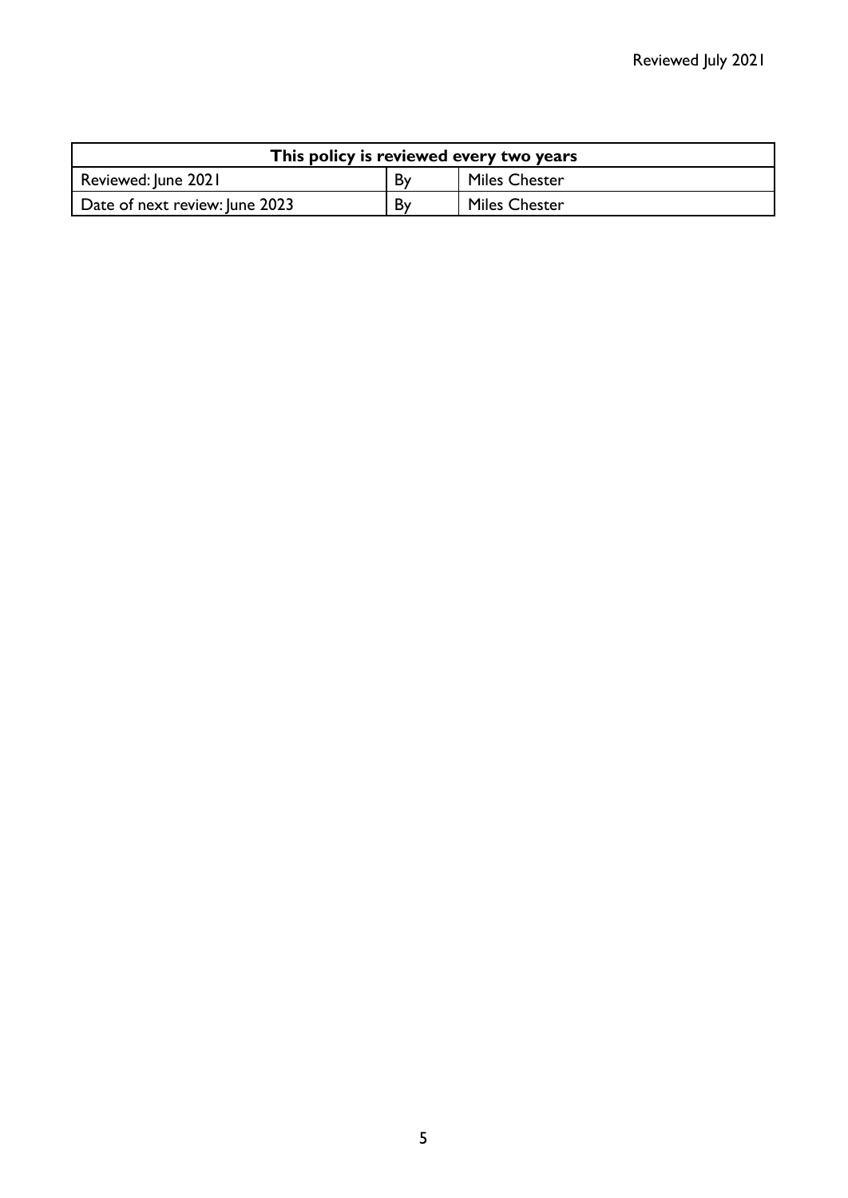| This policy is reviewed every two years | | |
|---|---|---|
| Reviewed: June 2021 | By | Miles Chester |
| Date of next review: June 2023 | By | Miles Chester |